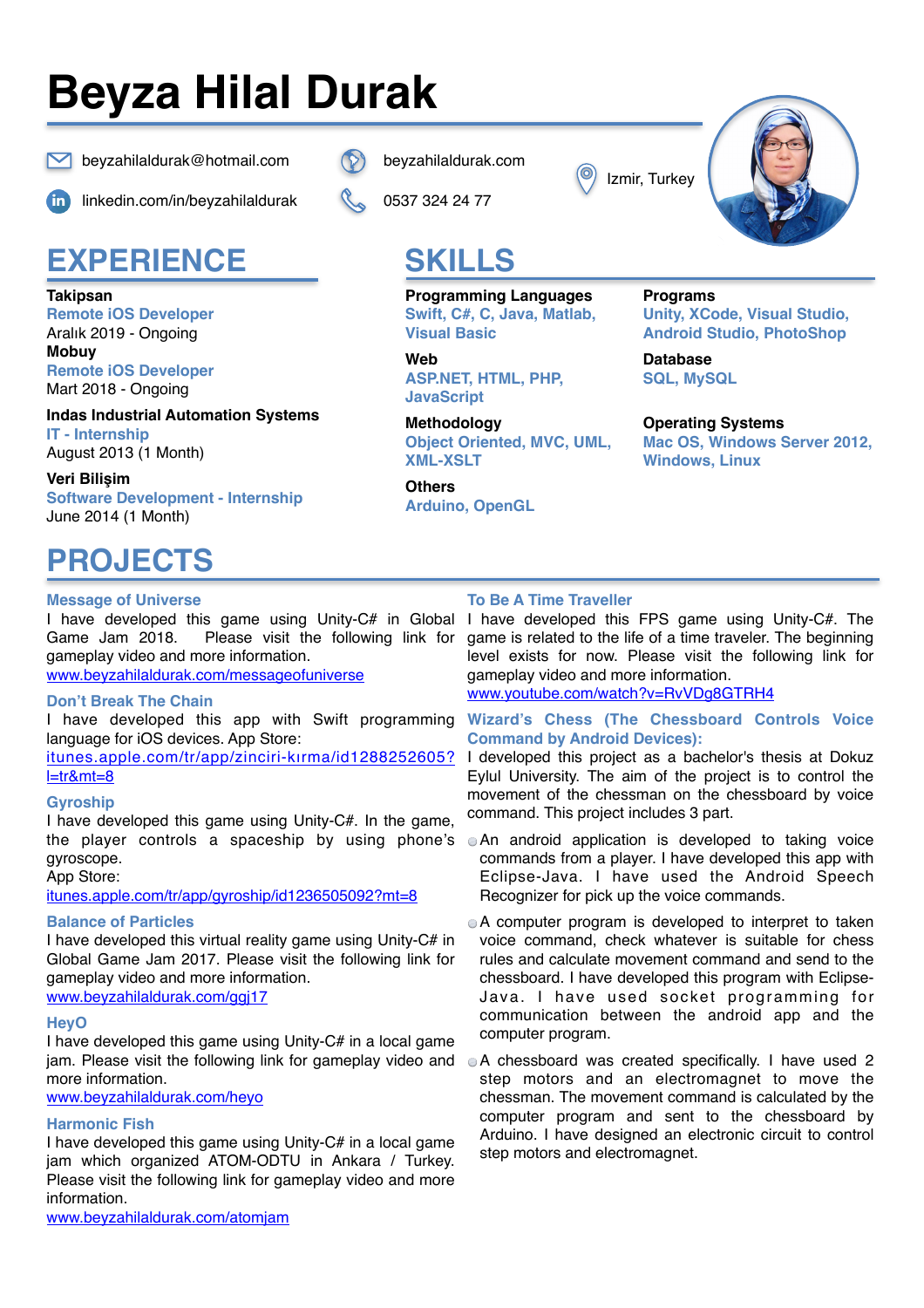# Beyza Hilal Durak

beyzahilaldurak@hotmail.com
linkedin.com/in/beyzahilaldurak
beyzahilaldurak.com
0537 324 24 77
Izmir, Turkey

## EXPERIENCE

**Takipsan**
Remote iOS Developer
Aralık 2019 - Ongoing

**Mobuy**
Remote iOS Developer
Mart 2018 - Ongoing

**Indas Industrial Automation Systems**
IT - Internship
August 2013 (1 Month)

**Veri Bilişim**
Software Development - Internship
June 2014 (1 Month)

## SKILLS

**Programming Languages**
Swift, C#, C, Java, Matlab, Visual Basic

**Web**
ASP.NET, HTML, PHP, JavaScript

**Methodology**
Object Oriented, MVC, UML, XML-XSLT

**Others**
Arduino, OpenGL

**Programs**
Unity, XCode, Visual Studio, Android Studio, PhotoShop

**Database**
SQL, MySQL

**Operating Systems**
Mac OS, Windows Server 2012, Windows, Linux

## PROJECTS

### Message of Universe
I have developed this game using Unity-C# in Global Game Jam 2018. Please visit the following link for gameplay video and more information.
www.beyzahilaldurak.com/messageofuniverse

### Don't Break The Chain
I have developed this app with Swift programming language for iOS devices. App Store:
itunes.apple.com/tr/app/zinciri-kırma/id1288252605?l=tr&mt=8

### Gyroship
I have developed this game using Unity-C#. In the game, the player controls a spaceship by using phone's gyroscope.
App Store:
itunes.apple.com/tr/app/gyroship/id1236505092?mt=8

### Balance of Particles
I have developed this virtual reality game using Unity-C# in Global Game Jam 2017. Please visit the following link for gameplay video and more information.
www.beyzahilaldurak.com/ggj17

### HeyO
I have developed this game using Unity-C# in a local game jam. Please visit the following link for gameplay video and more information.
www.beyzahilaldurak.com/heyo

### Harmonic Fish
I have developed this game using Unity-C# in a local game jam which organized ATOM-ODTU in Ankara / Turkey. Please visit the following link for gameplay video and more information.
www.beyzahilaldurak.com/atomjam

### To Be A Time Traveller
I have developed this FPS game using Unity-C#. The game is related to the life of a time traveler. The beginning level exists for now. Please visit the following link for gameplay video and more information.
www.youtube.com/watch?v=RvVDg8GTRH4

### Wizard's Chess (The Chessboard Controls Voice Command by Android Devices):
I developed this project as a bachelor's thesis at Dokuz Eylul University. The aim of the project is to control the movement of the chessman on the chessboard by voice command. This project includes 3 part.

- An android application is developed to taking voice commands from a player. I have developed this app with Eclipse-Java. I have used the Android Speech Recognizer for pick up the voice commands.
- A computer program is developed to interpret to taken voice command, check whatever is suitable for chess rules and calculate movement command and send to the chessboard. I have developed this program with Eclipse-Java. I have used socket programming for communication between the android app and the computer program.
- A chessboard was created specifically. I have used 2 step motors and an electromagnet to move the chessman. The movement command is calculated by the computer program and sent to the chessboard by Arduino. I have designed an electronic circuit to control step motors and electromagnet.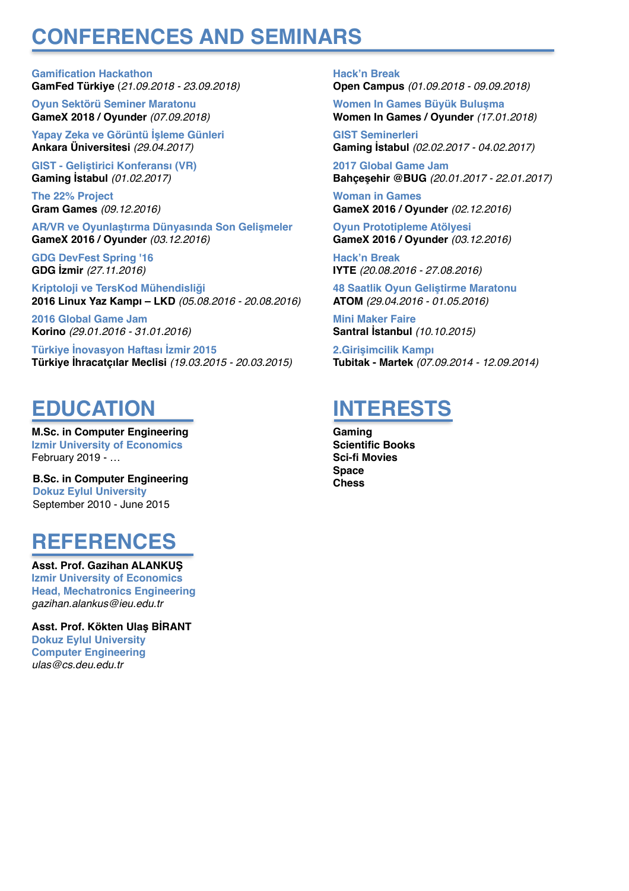# CONFERENCES AND SEMINARS

**Gamification Hackathon**
**GamFed Türkiye** (*21.09.2018 - 23.09.2018)*

**Oyun Sektörü Seminer Maratonu**
**GameX 2018 / Oyunder** *(07.09.2018)*

**Yapay Zeka ve Görüntü İşleme Günleri**
**Ankara Üniversitesi** *(29.04.2017)*

**GIST - Geliştirici Konferansı (VR)**
**Gaming İstabul** *(01.02.2017)*

**The 22% Project**
**Gram Games** *(09.12.2016)*

**AR/VR ve Oyunlaştırma Dünyasında Son Gelişmeler**
**GameX 2016 / Oyunder** *(03.12.2016)*

**GDG DevFest Spring '16**
**GDG İzmir** *(27.11.2016)*

**Kriptoloji ve TersKod Mühendisliği**
**2016 Linux Yaz Kampı – LKD** *(05.08.2016 - 20.08.2016)*

**2016 Global Game Jam**
**Korino** *(29.01.2016 - 31.01.2016)*

**Türkiye İnovasyon Haftası İzmir 2015**
**Türkiye İhracatçılar Meclisi** *(19.03.2015 - 20.03.2015)*

**Hack'n Break**
**Open Campus** *(01.09.2018 - 09.09.2018)*

**Women In Games Büyük Buluşma**
**Women In Games / Oyunder** *(17.01.2018)*

**GIST Seminerleri**
**Gaming İstabul** *(02.02.2017 - 04.02.2017)*

**2017 Global Game Jam**
**Bahçeşehir @BUG** *(20.01.2017 - 22.01.2017)*

**Woman in Games**
**GameX 2016 / Oyunder** *(02.12.2016)*

**Oyun Prototipleme Atölyesi**
**GameX 2016 / Oyunder** *(03.12.2016)*

**Hack'n Break**
**IYTE** *(20.08.2016 - 27.08.2016)*

**48 Saatlik Oyun Geliştirme Maratonu**
**ATOM** *(29.04.2016 - 01.05.2016)*

**Mini Maker Faire**
**Santral İstanbul** *(10.10.2015)*

**2.Girişimcilik Kampı**
**Tubitak - Martek** *(07.09.2014 - 12.09.2014)*

# EDUCATION

**M.Sc. in Computer Engineering**
**Izmir University of Economics**
February 2019 - …

**B.Sc. in Computer Engineering**
**Dokuz Eylul University**
September 2010 - June 2015

# REFERENCES

**Asst. Prof. Gazihan ALANKUŞ**
**Izmir University of Economics**
**Head, Mechatronics Engineering**
*gazihan.alankus@ieu.edu.tr*

**Asst. Prof. Kökten Ulaş BİRANT**
**Dokuz Eylul University**
**Computer Engineering**
*ulas@cs.deu.edu.tr*

# INTERESTS

**Gaming**
**Scientific Books**
**Sci-fi Movies**
**Space**
**Chess**